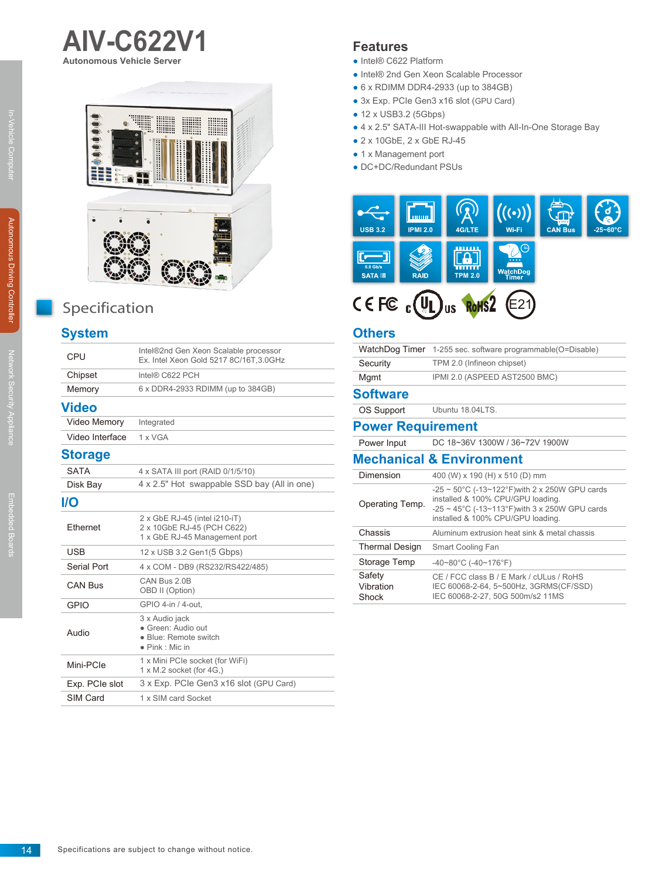# AIV-C622V1

**Autonomous Vehicle Server**

## Features

- Intel® C622 Platform
- Intel® 2nd Gen Xeon Scalable Processor
- 6 x RDIMM DDR4-2933 (up to 384GB)
- 3x Exp. PCIe Gen3 x16 slot (GPU Card)
- 12 x USB3.2 (5Gbps)
- 4 x 2.5" SATA-III Hot-swappable with All-In-One Storage Bay
- 2 x 10GbE, 2 x GbE RJ-45
- 1 x Management port
- DC+DC/Redundant PSUs

USB 3.2 | IPMI 2.0 | 4G/LTE | Wi-Fi | CAN Bus | -25~60°C | SATA III | RAID | TPM 2.0 | WatchDog Timer

## Specification

### System

| | |
|---|---|
| CPU | Intel®2nd Gen Xeon Scalable processor<br>Ex. Intel Xeon Gold 5217 8C/16T,3.0GHz |
| Chipset | Intel® C622 PCH |
| Memory | 6 x DDR4-2933 RDIMM (up to 384GB) |

### Video

| | |
|---|---|
| Video Memory | Integrated |
| Video Interface | 1 x VGA |

### Storage

| | |
|---|---|
| SATA | 4 x SATA III port (RAID 0/1/5/10) |
| Disk Bay | 4 x 2.5" Hot swappable SSD bay (All in one) |

### I/O

| | |
|---|---|
| Ethernet | 2 x GbE RJ-45 (intel i210-iT)<br>2 x 10GbE RJ-45 (PCH C622)<br>1 x GbE RJ-45 Management port |
| USB | 12 x USB 3.2 Gen1(5 Gbps) |
| Serial Port | 4 x COM - DB9 (RS232/RS422/485) |
| CAN Bus | CAN Bus 2.0B<br>OBD II (Option) |
| GPIO | GPIO 4-in / 4-out, |
| Audio | 3 x Audio jack<br>● Green: Audio out<br>● Blue: Remote switch<br>● Pink : Mic in |
| Mini-PCIe | 1 x Mini PCIe socket (for WiFi)<br>1 x M.2 socket (for 4G,) |
| Exp. PCIe slot | 3 x Exp. PCIe Gen3 x16 slot (GPU Card) |
| SIM Card | 1 x SIM card Socket |

### Others

| | |
|---|---|
| WatchDog Timer | 1-255 sec. software programmable(O=Disable) |
| Security | TPM 2.0 (Infineon chipset) |
| Mgmt | IPMI 2.0 (ASPEED AST2500 BMC) |

### Software

| | |
|---|---|
| OS Support | Ubuntu 18.04LTS. |

### Power Requirement

| | |
|---|---|
| Power Input | DC 18~36V 1300W / 36~72V 1900W |

### Mechanical & Environment

| | |
|---|---|
| Dimension | 400 (W) x 190 (H) x 510 (D) mm |
| Operating Temp. | -25 ~ 50°C (-13~122°F)with 2 x 250W GPU cards installed & 100% CPU/GPU loading.<br>-25 ~ 45°C (-13~113°F)with 3 x 250W GPU cards installed & 100% CPU/GPU loading. |
| Chassis | Aluminum extrusion heat sink & metal chassis |
| Thermal Design | Smart Cooling Fan |
| Storage Temp | -40~80°C (-40~176°F) |
| Safety | CE / FCC class B / E Mark / cULus / RoHS |
| Vibration | IEC 60068-2-64, 5~500Hz, 3GRMS(CF/SSD) |
| Shock | IEC 60068-2-27, 50G 500m/s2 11MS |

Specifications are subject to change without notice.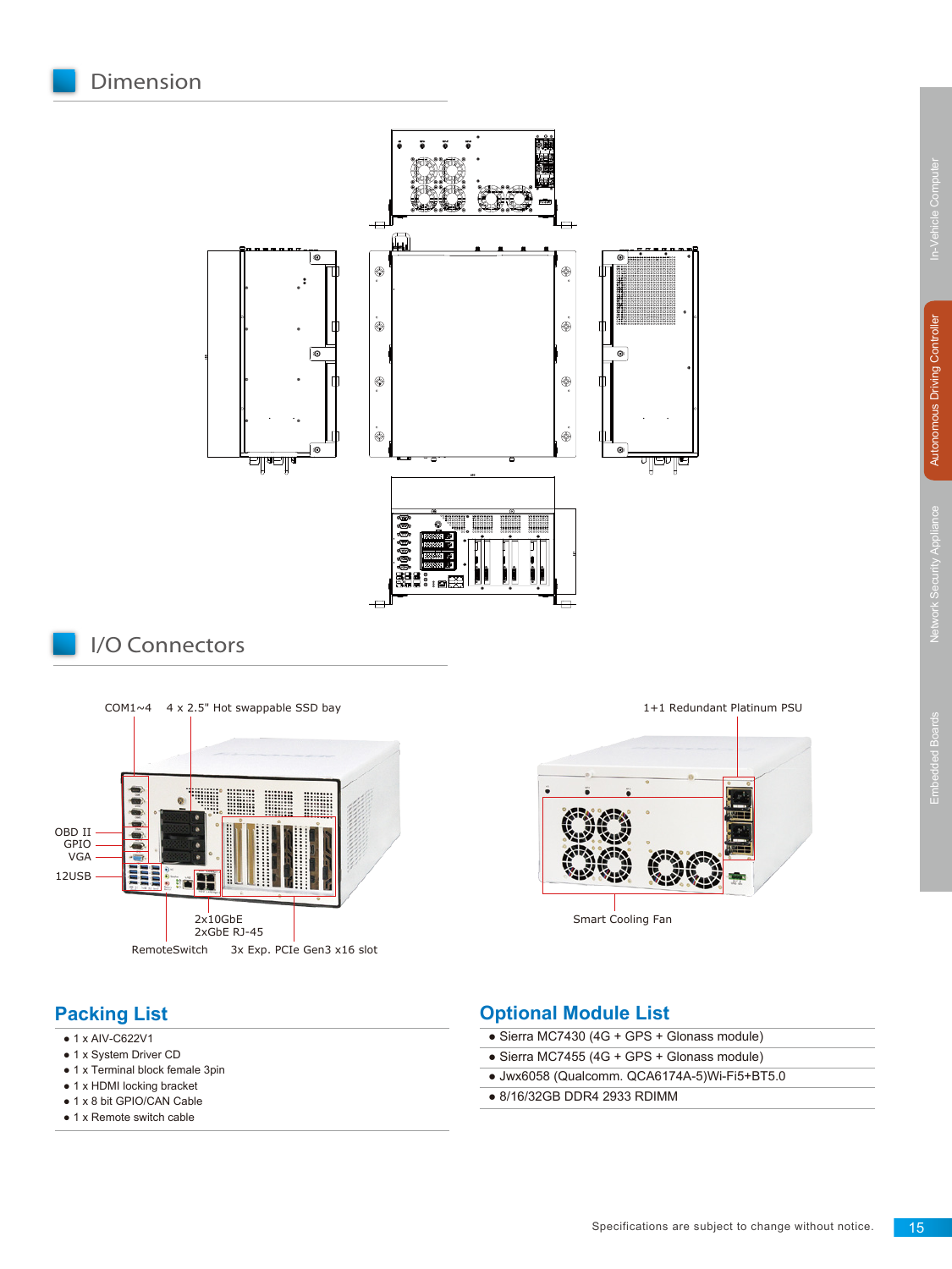## Dimension

## I/O Connectors

COM1~4

4 x 2.5" Hot swappable SSD bay

OBD II

GPIO

VGA

12USB

2x10GbE

2xGbE RJ-45

RemoteSwitch

3x Exp. PCIe Gen3 x16 slot

1+1 Redundant Platinum PSU

Smart Cooling Fan

## Packing List

- 1 x AIV-C622V1
- 1 x System Driver CD
- 1 x Terminal block female 3pin
- 1 x HDMI locking bracket
- 1 x 8 bit GPIO/CAN Cable
- 1 x Remote switch cable

## Optional Module List

- Sierra MC7430 (4G + GPS + Glonass module)
- Sierra MC7455 (4G + GPS + Glonass module)
- Jwx6058 (Qualcomm. QCA6174A-5)Wi-Fi5+BT5.0
- 8/16/32GB DDR4 2933 RDIMM

Specifications are subject to change without notice.